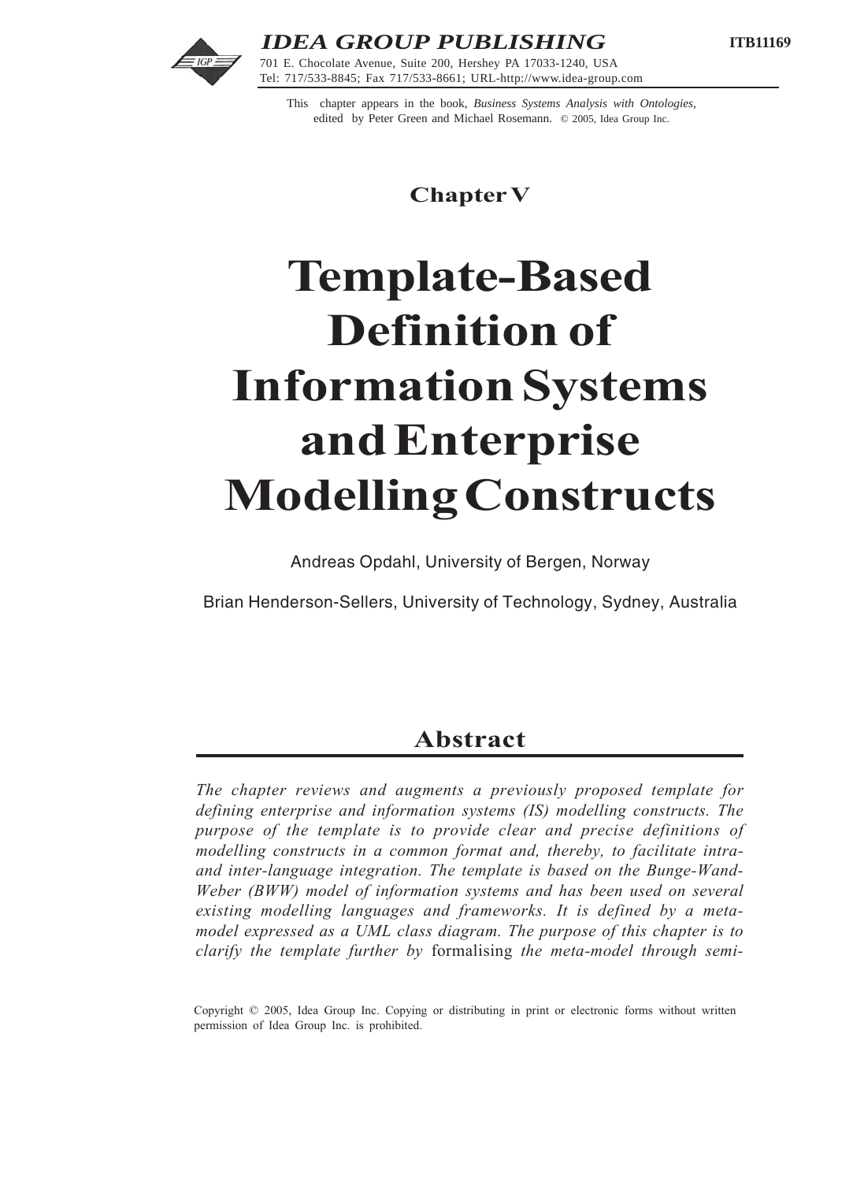IDEA GROUP PUBLISHING

701 E. Chocolate Avenue, Suite 200, Hershey PA 17033-1240, USA
Tel: 717/533-8845; Fax 717/533-8661; URL-http://www.idea-group.com

ITB11169

This chapter appears in the book, *Business Systems Analysis with Ontologies*, edited by Peter Green and Michael Rosemann. © 2005, Idea Group Inc.

## Chapter V

# Template-Based Definition of Information Systems and Enterprise Modelling Constructs

Andreas Opdahl, University of Bergen, Norway

Brian Henderson-Sellers, University of Technology, Sydney, Australia

## Abstract

*The chapter reviews and augments a previously proposed template for defining enterprise and information systems (IS) modelling constructs. The purpose of the template is to provide clear and precise definitions of modelling constructs in a common format and, thereby, to facilitate intra- and inter-language integration. The template is based on the Bunge-Wand-Weber (BWW) model of information systems and has been used on several existing modelling languages and frameworks. It is defined by a meta-model expressed as a UML class diagram. The purpose of this chapter is to clarify the template further by* formalising *the meta-model through semi-*

Copyright © 2005, Idea Group Inc. Copying or distributing in print or electronic forms without written permission of Idea Group Inc. is prohibited.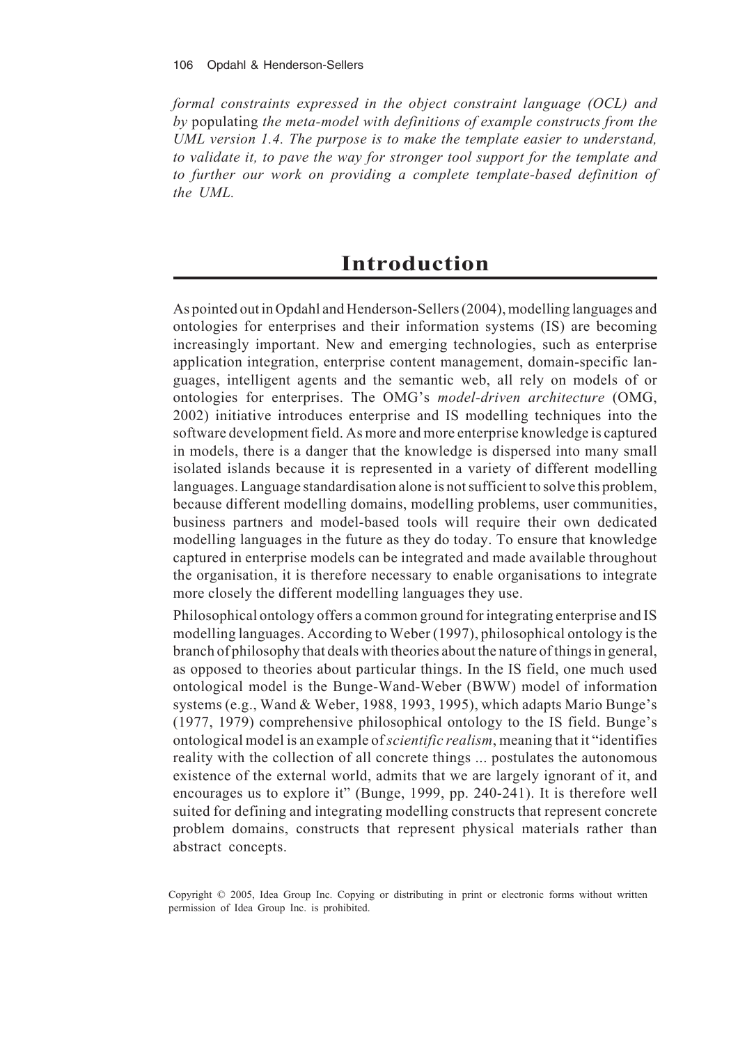*formal constraints expressed in the object constraint language (OCL) and by* populating *the meta-model with definitions of example constructs from the UML version 1.4. The purpose is to make the template easier to understand, to validate it, to pave the way for stronger tool support for the template and to further our work on providing a complete template-based definition of the UML.*

## Introduction

As pointed out in Opdahl and Henderson-Sellers (2004), modelling languages and ontologies for enterprises and their information systems (IS) are becoming increasingly important. New and emerging technologies, such as enterprise application integration, enterprise content management, domain-specific languages, intelligent agents and the semantic web, all rely on models of or ontologies for enterprises. The OMG's *model-driven architecture* (OMG, 2002) initiative introduces enterprise and IS modelling techniques into the software development field. As more and more enterprise knowledge is captured in models, there is a danger that the knowledge is dispersed into many small isolated islands because it is represented in a variety of different modelling languages. Language standardisation alone is not sufficient to solve this problem, because different modelling domains, modelling problems, user communities, business partners and model-based tools will require their own dedicated modelling languages in the future as they do today. To ensure that knowledge captured in enterprise models can be integrated and made available throughout the organisation, it is therefore necessary to enable organisations to integrate more closely the different modelling languages they use.

Philosophical ontology offers a common ground for integrating enterprise and IS modelling languages. According to Weber (1997), philosophical ontology is the branch of philosophy that deals with theories about the nature of things in general, as opposed to theories about particular things. In the IS field, one much used ontological model is the Bunge-Wand-Weber (BWW) model of information systems (e.g., Wand & Weber, 1988, 1993, 1995), which adapts Mario Bunge's (1977, 1979) comprehensive philosophical ontology to the IS field. Bunge's ontological model is an example of *scientific realism*, meaning that it "identifies reality with the collection of all concrete things ... postulates the autonomous existence of the external world, admits that we are largely ignorant of it, and encourages us to explore it" (Bunge, 1999, pp. 240-241). It is therefore well suited for defining and integrating modelling constructs that represent concrete problem domains, constructs that represent physical materials rather than abstract concepts.

Copyright © 2005, Idea Group Inc. Copying or distributing in print or electronic forms without written permission of Idea Group Inc. is prohibited.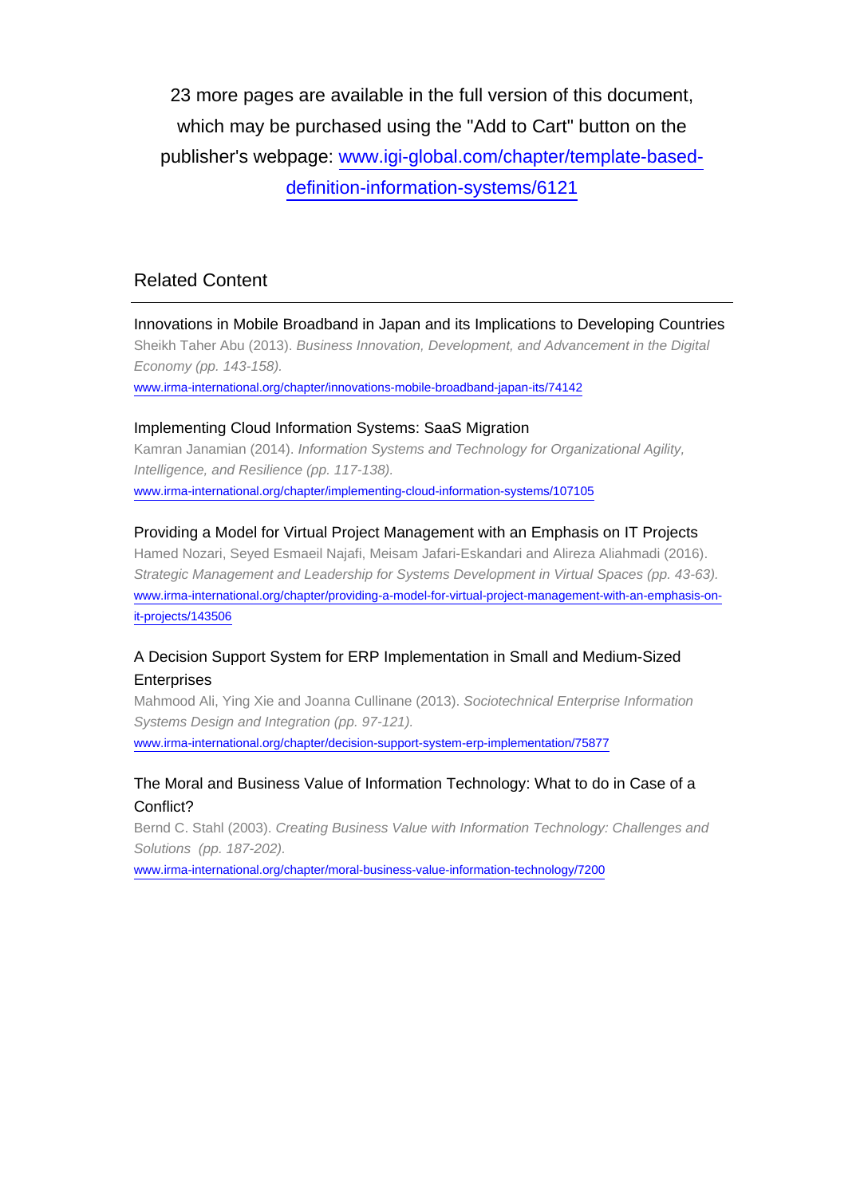23 more pages are available in the full version of this document, which may be purchased using the "Add to Cart" button on the publisher's webpage: [www.igi-global.com/chapter/template-based-definition-information-systems/6121](http://www.igi-global.com/chapter/template-based-definition-information-systems/6121)

## Related Content

Innovations in Mobile Broadband in Japan and its Implications to Developing Countries
Sheikh Taher Abu (2013). *Business Innovation, Development, and Advancement in the Digital Economy (pp. 143-158).*
[www.irma-international.org/chapter/innovations-mobile-broadband-japan-its/74142](http://www.irma-international.org/chapter/innovations-mobile-broadband-japan-its/74142)

Implementing Cloud Information Systems: SaaS Migration
Kamran Janamian (2014). *Information Systems and Technology for Organizational Agility, Intelligence, and Resilience (pp. 117-138).*
[www.irma-international.org/chapter/implementing-cloud-information-systems/107105](http://www.irma-international.org/chapter/implementing-cloud-information-systems/107105)

Providing a Model for Virtual Project Management with an Emphasis on IT Projects
Hamed Nozari, Seyed Esmaeil Najafi, Meisam Jafari-Eskandari and Alireza Aliahmadi (2016). *Strategic Management and Leadership for Systems Development in Virtual Spaces (pp. 43-63).*
[www.irma-international.org/chapter/providing-a-model-for-virtual-project-management-with-an-emphasis-on-it-projects/143506](http://www.irma-international.org/chapter/providing-a-model-for-virtual-project-management-with-an-emphasis-on-it-projects/143506)

A Decision Support System for ERP Implementation in Small and Medium-Sized Enterprises
Mahmood Ali, Ying Xie and Joanna Cullinane (2013). *Sociotechnical Enterprise Information Systems Design and Integration (pp. 97-121).*
[www.irma-international.org/chapter/decision-support-system-erp-implementation/75877](http://www.irma-international.org/chapter/decision-support-system-erp-implementation/75877)

The Moral and Business Value of Information Technology: What to do in Case of a Conflict?
Bernd C. Stahl (2003). *Creating Business Value with Information Technology: Challenges and Solutions (pp. 187-202).*
[www.irma-international.org/chapter/moral-business-value-information-technology/7200](http://www.irma-international.org/chapter/moral-business-value-information-technology/7200)